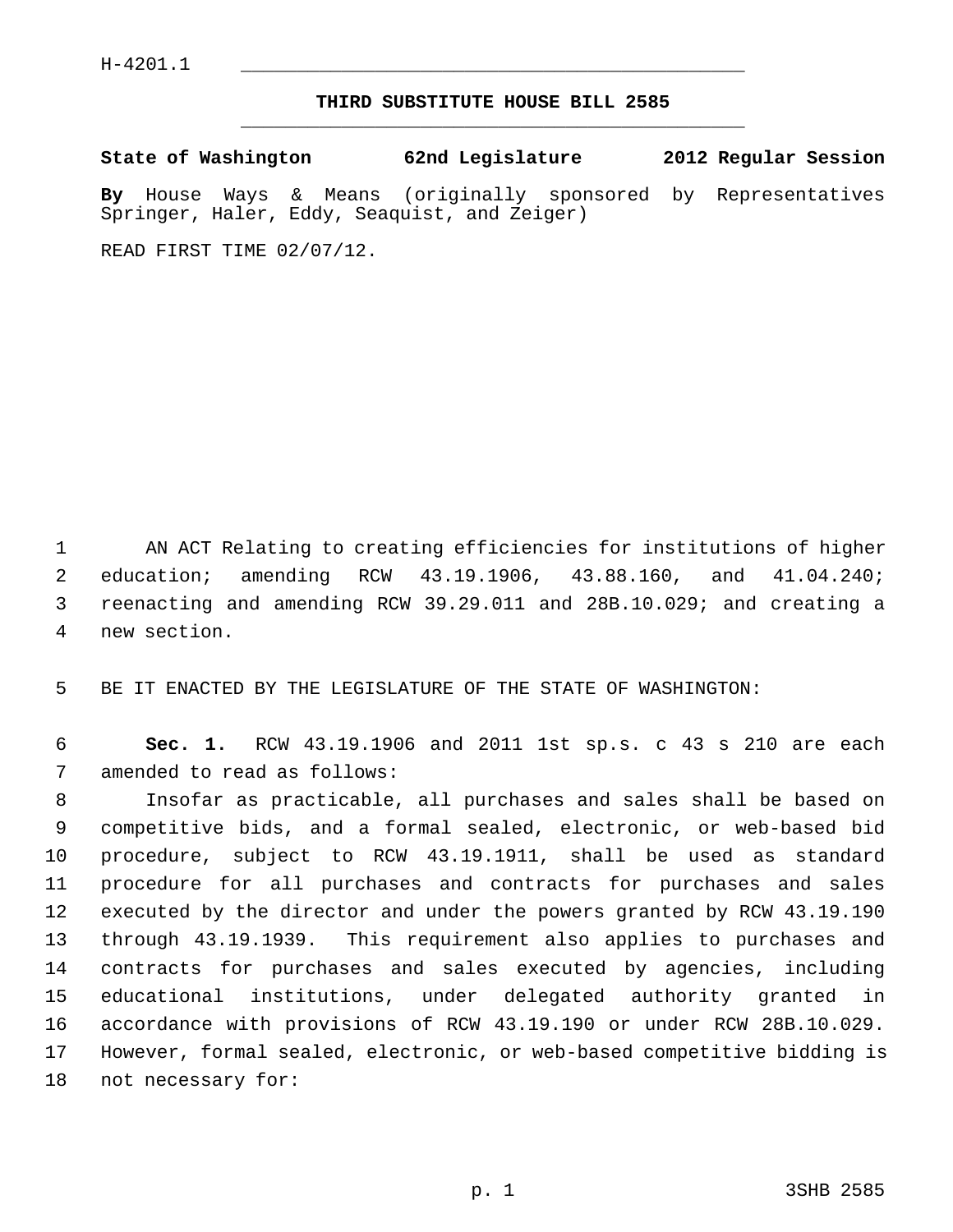H-4201.1

# THIRD SUBSTITUTE HOUSE BILL 2585

**State of Washington 62nd Legislature 2012 Regular Session**

**By** House Ways & Means (originally sponsored by Representatives Springer, Haler, Eddy, Seaquist, and Zeiger)

READ FIRST TIME 02/07/12.

AN ACT Relating to creating efficiencies for institutions of higher education; amending RCW 43.19.1906, 43.88.160, and 41.04.240; reenacting and amending RCW 39.29.011 and 28B.10.029; and creating a new section.

BE IT ENACTED BY THE LEGISLATURE OF THE STATE OF WASHINGTON:

**Sec. 1.** RCW 43.19.1906 and 2011 1st sp.s. c 43 s 210 are each amended to read as follows:

Insofar as practicable, all purchases and sales shall be based on competitive bids, and a formal sealed, electronic, or web-based bid procedure, subject to RCW 43.19.1911, shall be used as standard procedure for all purchases and contracts for purchases and sales executed by the director and under the powers granted by RCW 43.19.190 through 43.19.1939. This requirement also applies to purchases and contracts for purchases and sales executed by agencies, including educational institutions, under delegated authority granted in accordance with provisions of RCW 43.19.190 or under RCW 28B.10.029. However, formal sealed, electronic, or web-based competitive bidding is not necessary for: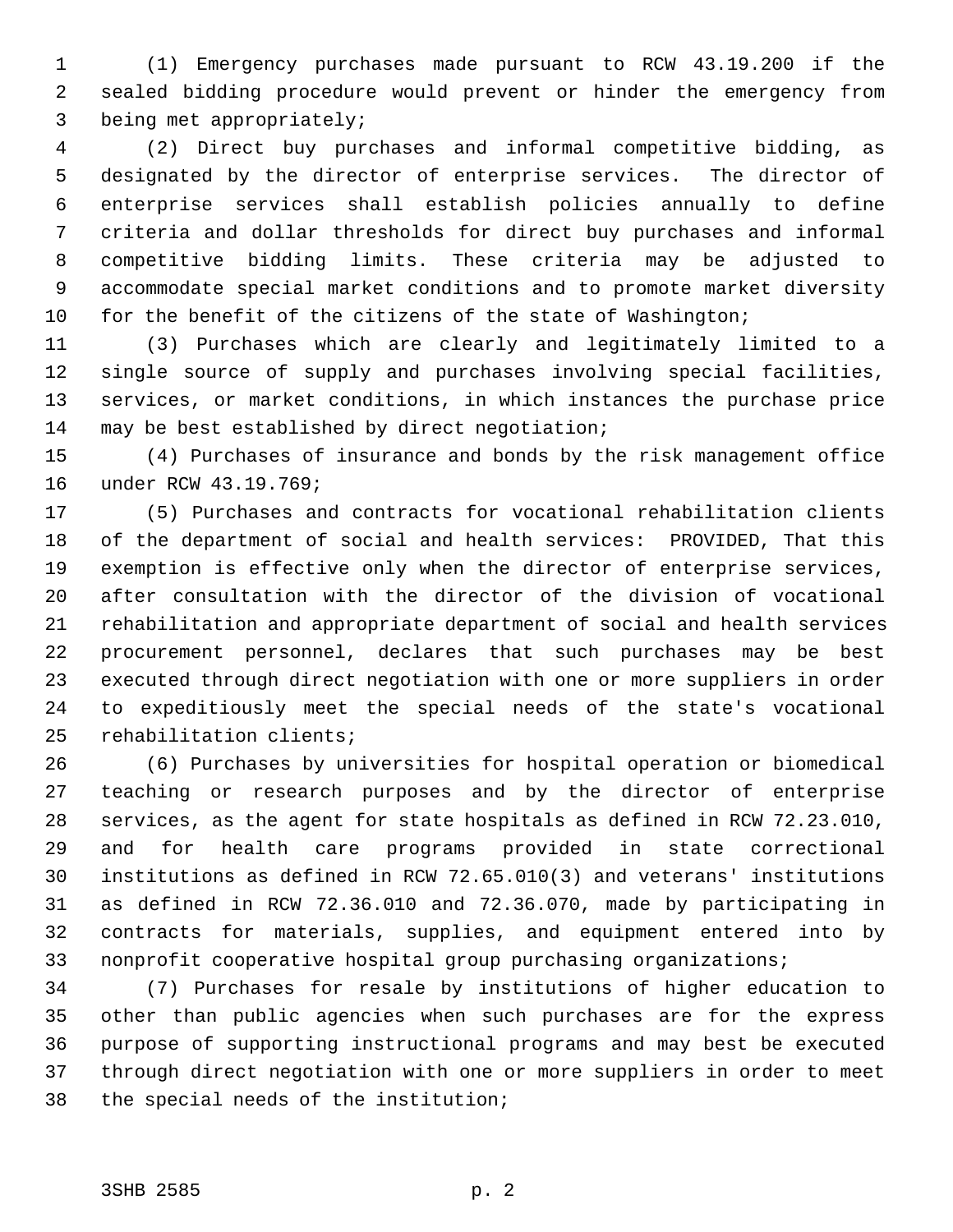(1) Emergency purchases made pursuant to RCW 43.19.200 if the sealed bidding procedure would prevent or hinder the emergency from being met appropriately;

(2) Direct buy purchases and informal competitive bidding, as designated by the director of enterprise services. The director of enterprise services shall establish policies annually to define criteria and dollar thresholds for direct buy purchases and informal competitive bidding limits. These criteria may be adjusted to accommodate special market conditions and to promote market diversity for the benefit of the citizens of the state of Washington;

(3) Purchases which are clearly and legitimately limited to a single source of supply and purchases involving special facilities, services, or market conditions, in which instances the purchase price may be best established by direct negotiation;

(4) Purchases of insurance and bonds by the risk management office under RCW 43.19.769;

(5) Purchases and contracts for vocational rehabilitation clients of the department of social and health services: PROVIDED, That this exemption is effective only when the director of enterprise services, after consultation with the director of the division of vocational rehabilitation and appropriate department of social and health services procurement personnel, declares that such purchases may be best executed through direct negotiation with one or more suppliers in order to expeditiously meet the special needs of the state's vocational rehabilitation clients;

(6) Purchases by universities for hospital operation or biomedical teaching or research purposes and by the director of enterprise services, as the agent for state hospitals as defined in RCW 72.23.010, and for health care programs provided in state correctional institutions as defined in RCW 72.65.010(3) and veterans' institutions as defined in RCW 72.36.010 and 72.36.070, made by participating in contracts for materials, supplies, and equipment entered into by nonprofit cooperative hospital group purchasing organizations;

(7) Purchases for resale by institutions of higher education to other than public agencies when such purchases are for the express purpose of supporting instructional programs and may best be executed through direct negotiation with one or more suppliers in order to meet the special needs of the institution;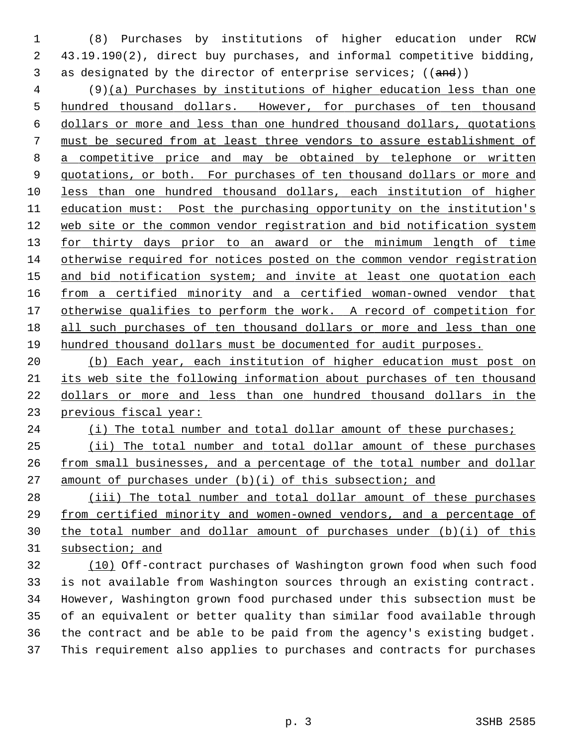(8) Purchases by institutions of higher education under RCW 43.19.190(2), direct buy purchases, and informal competitive bidding, as designated by the director of enterprise services; ((~~and~~))

(9)<u>(a) Purchases by institutions of higher education less than one hundred thousand dollars. However, for purchases of ten thousand dollars or more and less than one hundred thousand dollars, quotations must be secured from at least three vendors to assure establishment of a competitive price and may be obtained by telephone or written quotations, or both. For purchases of ten thousand dollars or more and less than one hundred thousand dollars, each institution of higher education must: Post the purchasing opportunity on the institution's web site or the common vendor registration and bid notification system for thirty days prior to an award or the minimum length of time otherwise required for notices posted on the common vendor registration and bid notification system; and invite at least one quotation each from a certified minority and a certified woman-owned vendor that otherwise qualifies to perform the work. A record of competition for all such purchases of ten thousand dollars or more and less than one hundred thousand dollars must be documented for audit purposes.</u>

<u>(b) Each year, each institution of higher education must post on its web site the following information about purchases of ten thousand dollars or more and less than one hundred thousand dollars in the previous fiscal year:</u>

<u>(i) The total number and total dollar amount of these purchases;</u>

<u>(ii) The total number and total dollar amount of these purchases from small businesses, and a percentage of the total number and dollar amount of purchases under (b)(i) of this subsection; and</u>

<u>(iii) The total number and total dollar amount of these purchases from certified minority and women-owned vendors, and a percentage of the total number and dollar amount of purchases under (b)(i) of this subsection; and</u>

<u>(10)</u> Off-contract purchases of Washington grown food when such food is not available from Washington sources through an existing contract. However, Washington grown food purchased under this subsection must be of an equivalent or better quality than similar food available through the contract and be able to be paid from the agency's existing budget. This requirement also applies to purchases and contracts for purchases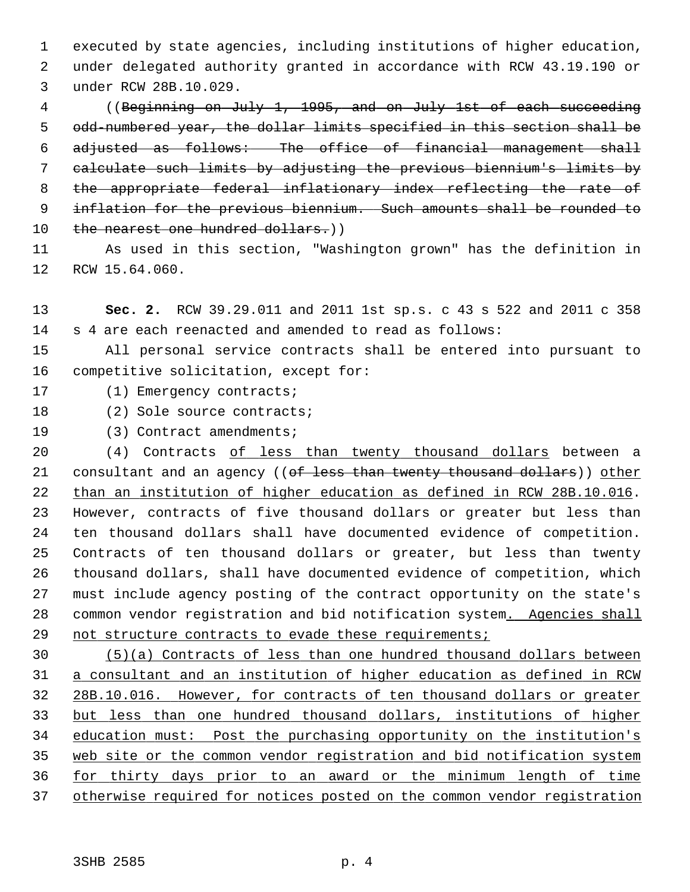executed by state agencies, including institutions of higher education, under delegated authority granted in accordance with RCW 43.19.190 or under RCW 28B.10.029.

((~~Beginning on July 1, 1995, and on July 1st of each succeeding odd-numbered year, the dollar limits specified in this section shall be adjusted as follows: The office of financial management shall calculate such limits by adjusting the previous biennium's limits by the appropriate federal inflationary index reflecting the rate of inflation for the previous biennium. Such amounts shall be rounded to the nearest one hundred dollars.~~))

As used in this section, "Washington grown" has the definition in RCW 15.64.060.

**Sec. 2.** RCW 39.29.011 and 2011 1st sp.s. c 43 s 522 and 2011 c 358 s 4 are each reenacted and amended to read as follows:

All personal service contracts shall be entered into pursuant to competitive solicitation, except for:

(1) Emergency contracts;

(2) Sole source contracts;

(3) Contract amendments;

(4) Contracts <u>of less than twenty thousand dollars</u> between a consultant and an agency ((~~of less than twenty thousand dollars~~)) <u>other than an institution of higher education as defined in RCW 28B.10.016</u>. However, contracts of five thousand dollars or greater but less than ten thousand dollars shall have documented evidence of competition. Contracts of ten thousand dollars or greater, but less than twenty thousand dollars, shall have documented evidence of competition, which must include agency posting of the contract opportunity on the state's common vendor registration and bid notification system<u>. Agencies shall not structure contracts to evade these requirements;</u>

<u>(5)(a) Contracts of less than one hundred thousand dollars between a consultant and an institution of higher education as defined in RCW 28B.10.016. However, for contracts of ten thousand dollars or greater but less than one hundred thousand dollars, institutions of higher education must: Post the purchasing opportunity on the institution's web site or the common vendor registration and bid notification system for thirty days prior to an award or the minimum length of time otherwise required for notices posted on the common vendor registration</u>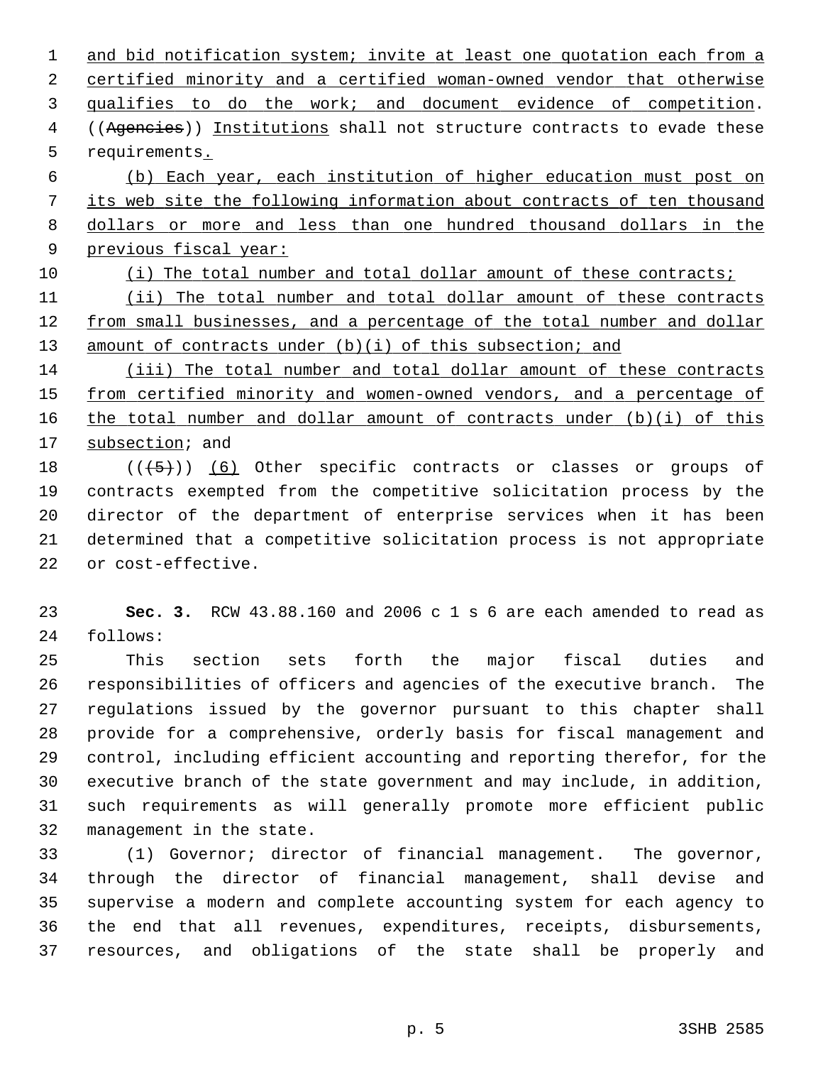and bid notification system; invite at least one quotation each from a certified minority and a certified woman-owned vendor that otherwise qualifies to do the work; and document evidence of competition. ((Agencies)) Institutions shall not structure contracts to evade these requirements.

(b) Each year, each institution of higher education must post on its web site the following information about contracts of ten thousand dollars or more and less than one hundred thousand dollars in the previous fiscal year:

(i) The total number and total dollar amount of these contracts;

(ii) The total number and total dollar amount of these contracts from small businesses, and a percentage of the total number and dollar amount of contracts under (b)(i) of this subsection; and

(iii) The total number and total dollar amount of these contracts from certified minority and women-owned vendors, and a percentage of the total number and dollar amount of contracts under (b)(i) of this subsection; and

(((5))) (6) Other specific contracts or classes or groups of contracts exempted from the competitive solicitation process by the director of the department of enterprise services when it has been determined that a competitive solicitation process is not appropriate or cost-effective.

**Sec. 3.** RCW 43.88.160 and 2006 c 1 s 6 are each amended to read as follows:

This section sets forth the major fiscal duties and responsibilities of officers and agencies of the executive branch. The regulations issued by the governor pursuant to this chapter shall provide for a comprehensive, orderly basis for fiscal management and control, including efficient accounting and reporting therefor, for the executive branch of the state government and may include, in addition, such requirements as will generally promote more efficient public management in the state.

(1) Governor; director of financial management. The governor, through the director of financial management, shall devise and supervise a modern and complete accounting system for each agency to the end that all revenues, expenditures, receipts, disbursements, resources, and obligations of the state shall be properly and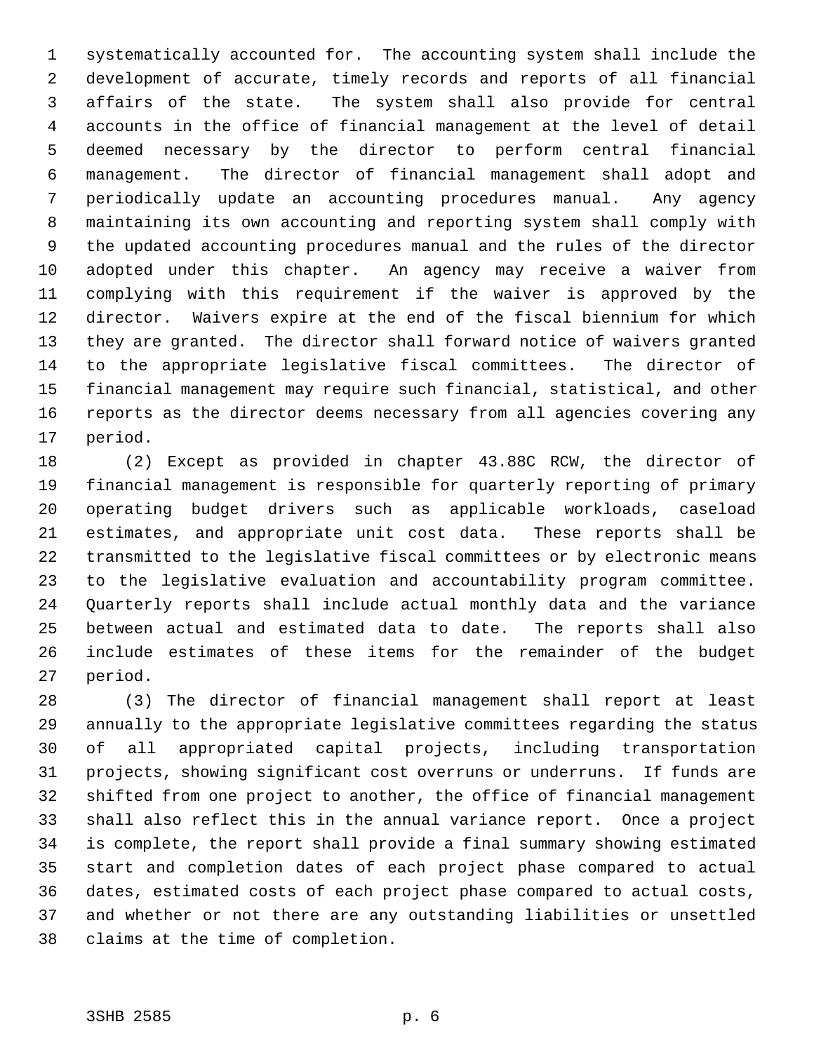systematically accounted for. The accounting system shall include the development of accurate, timely records and reports of all financial affairs of the state. The system shall also provide for central accounts in the office of financial management at the level of detail deemed necessary by the director to perform central financial management. The director of financial management shall adopt and periodically update an accounting procedures manual. Any agency maintaining its own accounting and reporting system shall comply with the updated accounting procedures manual and the rules of the director adopted under this chapter. An agency may receive a waiver from complying with this requirement if the waiver is approved by the director. Waivers expire at the end of the fiscal biennium for which they are granted. The director shall forward notice of waivers granted to the appropriate legislative fiscal committees. The director of financial management may require such financial, statistical, and other reports as the director deems necessary from all agencies covering any period.

(2) Except as provided in chapter 43.88C RCW, the director of financial management is responsible for quarterly reporting of primary operating budget drivers such as applicable workloads, caseload estimates, and appropriate unit cost data. These reports shall be transmitted to the legislative fiscal committees or by electronic means to the legislative evaluation and accountability program committee. Quarterly reports shall include actual monthly data and the variance between actual and estimated data to date. The reports shall also include estimates of these items for the remainder of the budget period.

(3) The director of financial management shall report at least annually to the appropriate legislative committees regarding the status of all appropriated capital projects, including transportation projects, showing significant cost overruns or underruns. If funds are shifted from one project to another, the office of financial management shall also reflect this in the annual variance report. Once a project is complete, the report shall provide a final summary showing estimated start and completion dates of each project phase compared to actual dates, estimated costs of each project phase compared to actual costs, and whether or not there are any outstanding liabilities or unsettled claims at the time of completion.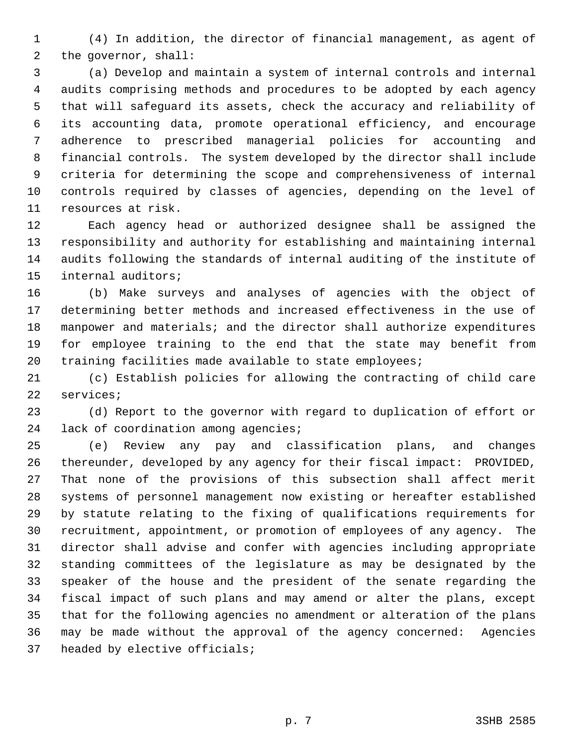(4) In addition, the director of financial management, as agent of the governor, shall:

(a) Develop and maintain a system of internal controls and internal audits comprising methods and procedures to be adopted by each agency that will safeguard its assets, check the accuracy and reliability of its accounting data, promote operational efficiency, and encourage adherence to prescribed managerial policies for accounting and financial controls. The system developed by the director shall include criteria for determining the scope and comprehensiveness of internal controls required by classes of agencies, depending on the level of resources at risk.

Each agency head or authorized designee shall be assigned the responsibility and authority for establishing and maintaining internal audits following the standards of internal auditing of the institute of internal auditors;

(b) Make surveys and analyses of agencies with the object of determining better methods and increased effectiveness in the use of manpower and materials; and the director shall authorize expenditures for employee training to the end that the state may benefit from training facilities made available to state employees;

(c) Establish policies for allowing the contracting of child care services;

(d) Report to the governor with regard to duplication of effort or lack of coordination among agencies;

(e) Review any pay and classification plans, and changes thereunder, developed by any agency for their fiscal impact: PROVIDED, That none of the provisions of this subsection shall affect merit systems of personnel management now existing or hereafter established by statute relating to the fixing of qualifications requirements for recruitment, appointment, or promotion of employees of any agency. The director shall advise and confer with agencies including appropriate standing committees of the legislature as may be designated by the speaker of the house and the president of the senate regarding the fiscal impact of such plans and may amend or alter the plans, except that for the following agencies no amendment or alteration of the plans may be made without the approval of the agency concerned: Agencies headed by elective officials;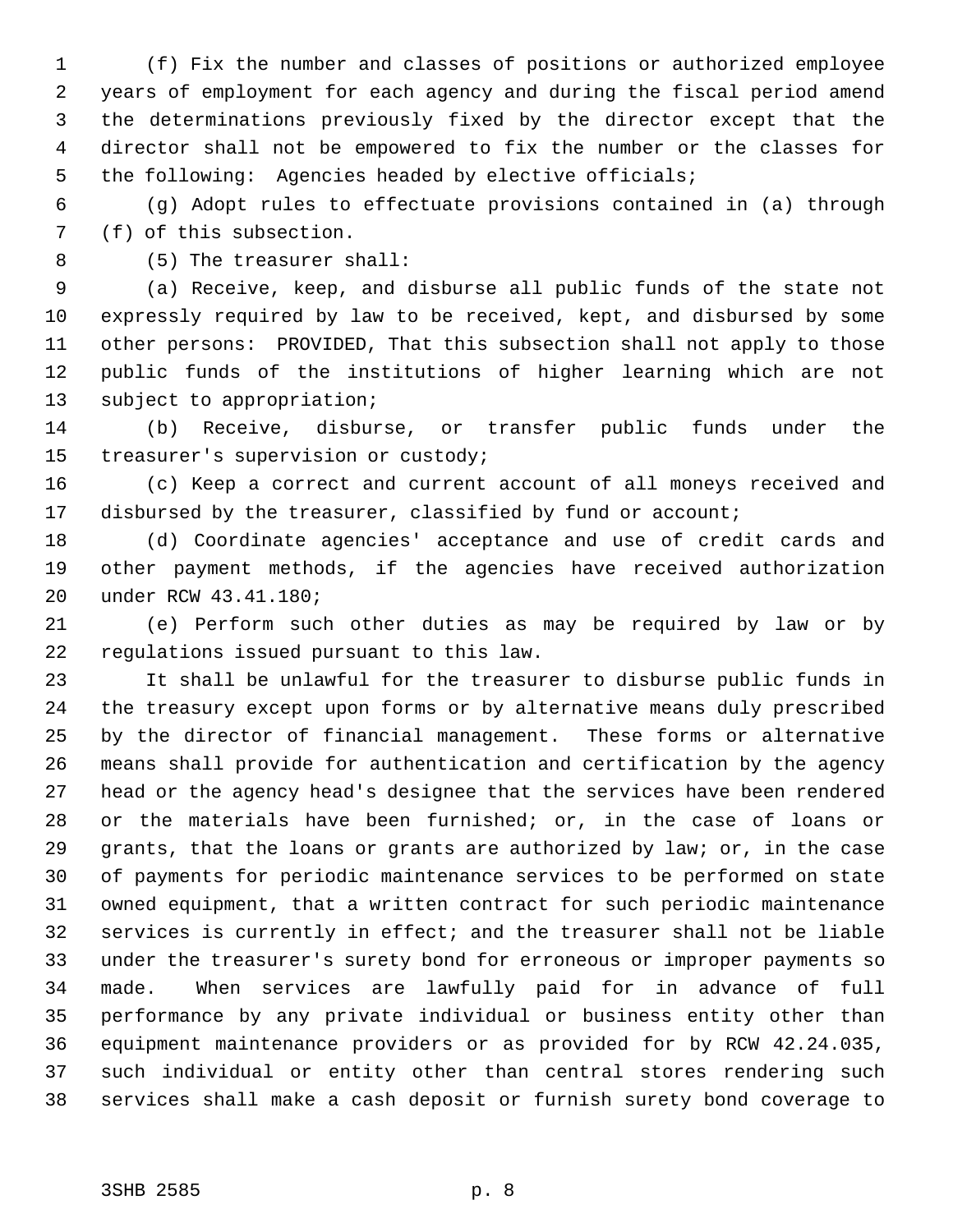(f) Fix the number and classes of positions or authorized employee years of employment for each agency and during the fiscal period amend the determinations previously fixed by the director except that the director shall not be empowered to fix the number or the classes for the following: Agencies headed by elective officials;

(g) Adopt rules to effectuate provisions contained in (a) through (f) of this subsection.

(5) The treasurer shall:

(a) Receive, keep, and disburse all public funds of the state not expressly required by law to be received, kept, and disbursed by some other persons: PROVIDED, That this subsection shall not apply to those public funds of the institutions of higher learning which are not subject to appropriation;

(b) Receive, disburse, or transfer public funds under the treasurer's supervision or custody;

(c) Keep a correct and current account of all moneys received and disbursed by the treasurer, classified by fund or account;

(d) Coordinate agencies' acceptance and use of credit cards and other payment methods, if the agencies have received authorization under RCW 43.41.180;

(e) Perform such other duties as may be required by law or by regulations issued pursuant to this law.

It shall be unlawful for the treasurer to disburse public funds in the treasury except upon forms or by alternative means duly prescribed by the director of financial management. These forms or alternative means shall provide for authentication and certification by the agency head or the agency head's designee that the services have been rendered or the materials have been furnished; or, in the case of loans or grants, that the loans or grants are authorized by law; or, in the case of payments for periodic maintenance services to be performed on state owned equipment, that a written contract for such periodic maintenance services is currently in effect; and the treasurer shall not be liable under the treasurer's surety bond for erroneous or improper payments so made. When services are lawfully paid for in advance of full performance by any private individual or business entity other than equipment maintenance providers or as provided for by RCW 42.24.035, such individual or entity other than central stores rendering such services shall make a cash deposit or furnish surety bond coverage to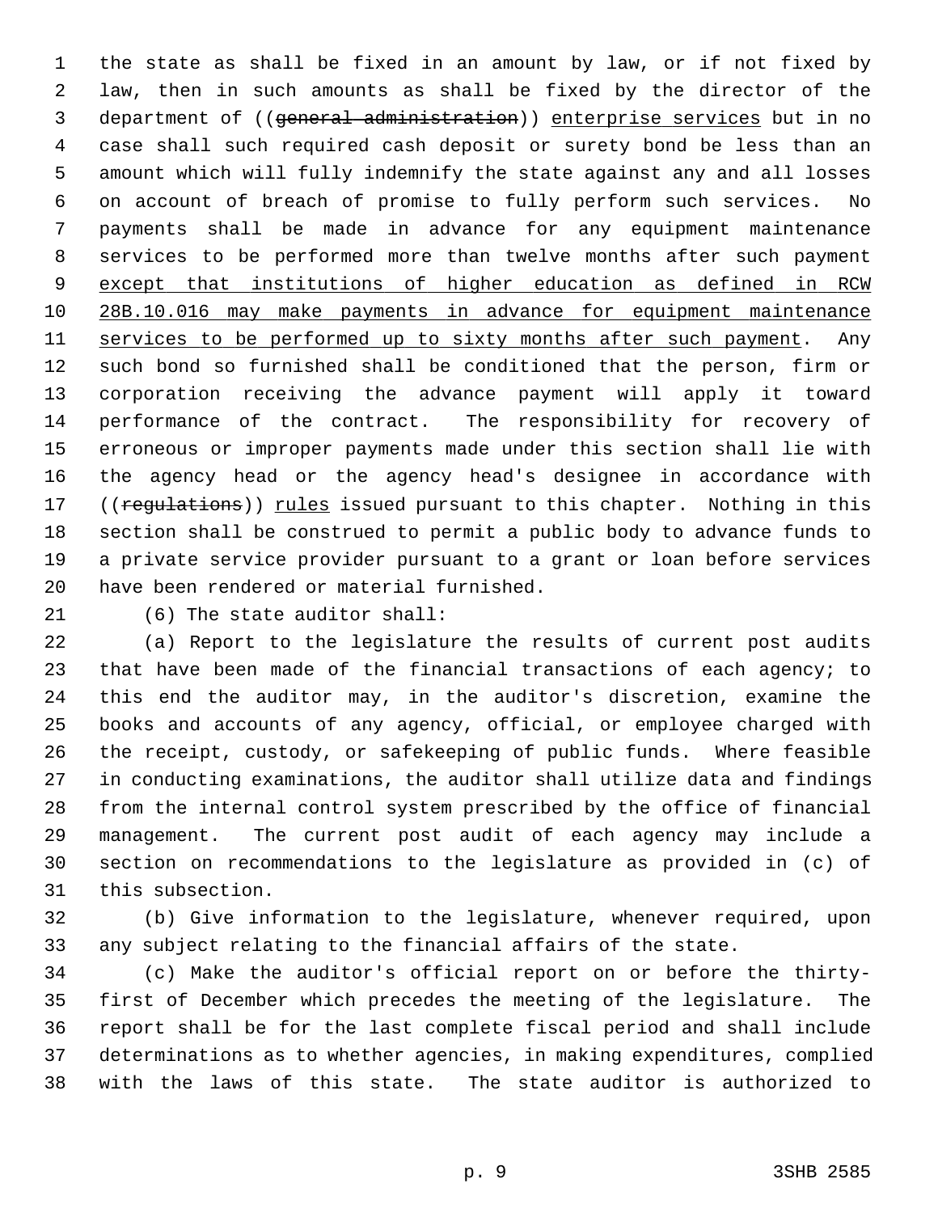the state as shall be fixed in an amount by law, or if not fixed by law, then in such amounts as shall be fixed by the director of the department of ((~~general administration~~)) <u>enterprise services</u> but in no case shall such required cash deposit or surety bond be less than an amount which will fully indemnify the state against any and all losses on account of breach of promise to fully perform such services. No payments shall be made in advance for any equipment maintenance services to be performed more than twelve months after such payment <u>except that institutions of higher education as defined in RCW 28B.10.016 may make payments in advance for equipment maintenance services to be performed up to sixty months after such payment</u>. Any such bond so furnished shall be conditioned that the person, firm or corporation receiving the advance payment will apply it toward performance of the contract. The responsibility for recovery of erroneous or improper payments made under this section shall lie with the agency head or the agency head's designee in accordance with ((~~regulations~~)) <u>rules</u> issued pursuant to this chapter. Nothing in this section shall be construed to permit a public body to advance funds to a private service provider pursuant to a grant or loan before services have been rendered or material furnished.

(6) The state auditor shall:

(a) Report to the legislature the results of current post audits that have been made of the financial transactions of each agency; to this end the auditor may, in the auditor's discretion, examine the books and accounts of any agency, official, or employee charged with the receipt, custody, or safekeeping of public funds. Where feasible in conducting examinations, the auditor shall utilize data and findings from the internal control system prescribed by the office of financial management. The current post audit of each agency may include a section on recommendations to the legislature as provided in (c) of this subsection.

(b) Give information to the legislature, whenever required, upon any subject relating to the financial affairs of the state.

(c) Make the auditor's official report on or before the thirty-first of December which precedes the meeting of the legislature. The report shall be for the last complete fiscal period and shall include determinations as to whether agencies, in making expenditures, complied with the laws of this state. The state auditor is authorized to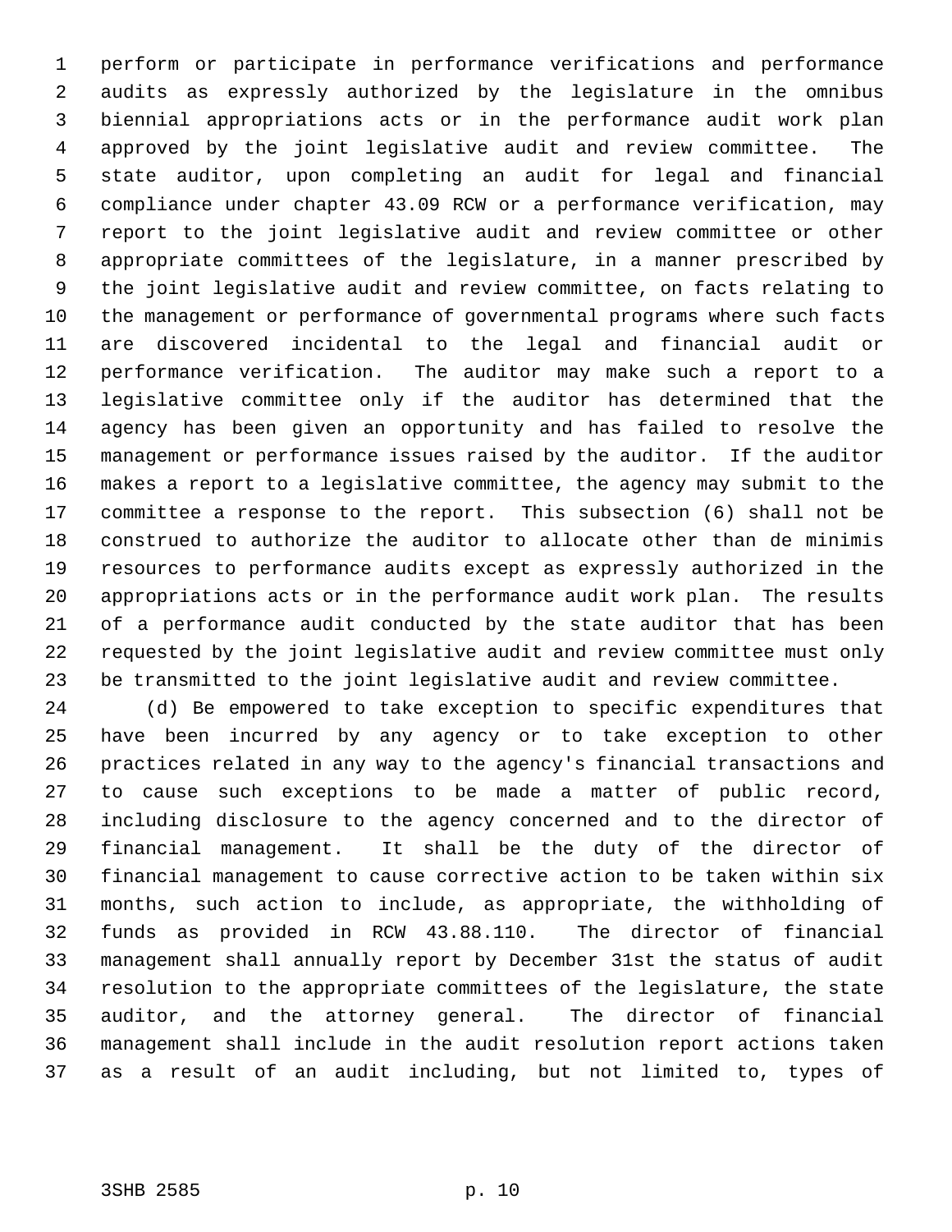perform or participate in performance verifications and performance audits as expressly authorized by the legislature in the omnibus biennial appropriations acts or in the performance audit work plan approved by the joint legislative audit and review committee. The state auditor, upon completing an audit for legal and financial compliance under chapter 43.09 RCW or a performance verification, may report to the joint legislative audit and review committee or other appropriate committees of the legislature, in a manner prescribed by the joint legislative audit and review committee, on facts relating to the management or performance of governmental programs where such facts are discovered incidental to the legal and financial audit or performance verification. The auditor may make such a report to a legislative committee only if the auditor has determined that the agency has been given an opportunity and has failed to resolve the management or performance issues raised by the auditor. If the auditor makes a report to a legislative committee, the agency may submit to the committee a response to the report. This subsection (6) shall not be construed to authorize the auditor to allocate other than de minimis resources to performance audits except as expressly authorized in the appropriations acts or in the performance audit work plan. The results of a performance audit conducted by the state auditor that has been requested by the joint legislative audit and review committee must only be transmitted to the joint legislative audit and review committee.

(d) Be empowered to take exception to specific expenditures that have been incurred by any agency or to take exception to other practices related in any way to the agency's financial transactions and to cause such exceptions to be made a matter of public record, including disclosure to the agency concerned and to the director of financial management. It shall be the duty of the director of financial management to cause corrective action to be taken within six months, such action to include, as appropriate, the withholding of funds as provided in RCW 43.88.110. The director of financial management shall annually report by December 31st the status of audit resolution to the appropriate committees of the legislature, the state auditor, and the attorney general. The director of financial management shall include in the audit resolution report actions taken as a result of an audit including, but not limited to, types of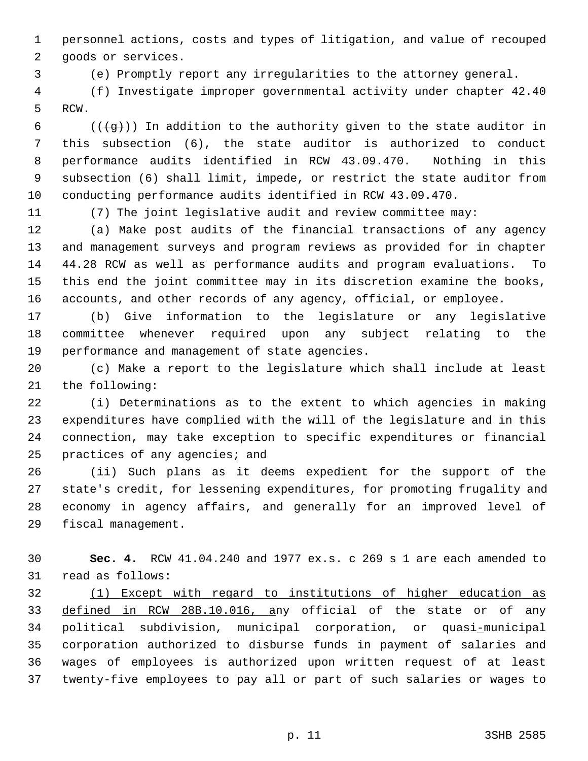personnel actions, costs and types of litigation, and value of recouped goods or services.

(e) Promptly report any irregularities to the attorney general.

(f) Investigate improper governmental activity under chapter 42.40 RCW.

((~~(g)~~)) In addition to the authority given to the state auditor in this subsection (6), the state auditor is authorized to conduct performance audits identified in RCW 43.09.470. Nothing in this subsection (6) shall limit, impede, or restrict the state auditor from conducting performance audits identified in RCW 43.09.470.

(7) The joint legislative audit and review committee may:

(a) Make post audits of the financial transactions of any agency and management surveys and program reviews as provided for in chapter 44.28 RCW as well as performance audits and program evaluations. To this end the joint committee may in its discretion examine the books, accounts, and other records of any agency, official, or employee.

(b) Give information to the legislature or any legislative committee whenever required upon any subject relating to the performance and management of state agencies.

(c) Make a report to the legislature which shall include at least the following:

(i) Determinations as to the extent to which agencies in making expenditures have complied with the will of the legislature and in this connection, may take exception to specific expenditures or financial practices of any agencies; and

(ii) Such plans as it deems expedient for the support of the state's credit, for lessening expenditures, for promoting frugality and economy in agency affairs, and generally for an improved level of fiscal management.

**Sec. 4.** RCW 41.04.240 and 1977 ex.s. c 269 s 1 are each amended to read as follows:

<u>(1) Except with regard to institutions of higher education as defined in RCW 28B.10.016, a</u>ny official of the state or of any political subdivision, municipal corporation, or quasi<u>-</u>municipal corporation authorized to disburse funds in payment of salaries and wages of employees is authorized upon written request of at least twenty-five employees to pay all or part of such salaries or wages to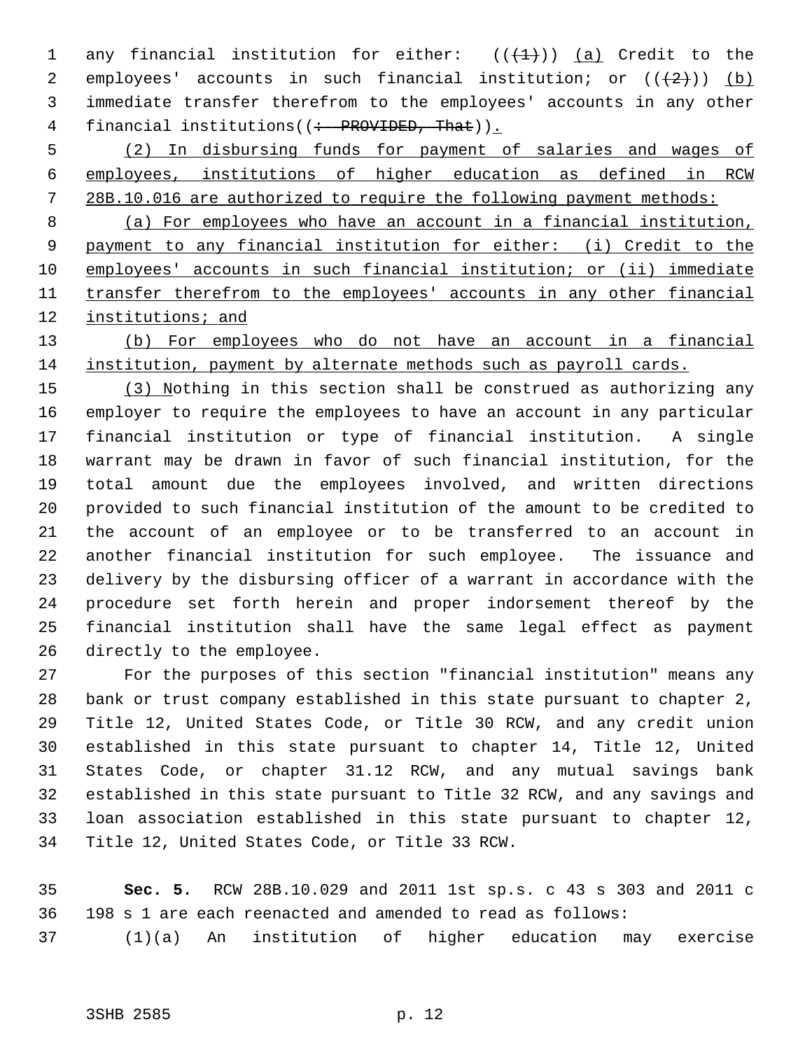any financial institution for either: (((1))) (a) Credit to the employees' accounts in such financial institution; or (((2))) (b) immediate transfer therefrom to the employees' accounts in any other financial institutions((: PROVIDED, That)).

(2) In disbursing funds for payment of salaries and wages of employees, institutions of higher education as defined in RCW 28B.10.016 are authorized to require the following payment methods:

(a) For employees who have an account in a financial institution, payment to any financial institution for either: (i) Credit to the employees' accounts in such financial institution; or (ii) immediate transfer therefrom to the employees' accounts in any other financial institutions; and

(b) For employees who do not have an account in a financial institution, payment by alternate methods such as payroll cards.

(3) Nothing in this section shall be construed as authorizing any employer to require the employees to have an account in any particular financial institution or type of financial institution. A single warrant may be drawn in favor of such financial institution, for the total amount due the employees involved, and written directions provided to such financial institution of the amount to be credited to the account of an employee or to be transferred to an account in another financial institution for such employee. The issuance and delivery by the disbursing officer of a warrant in accordance with the procedure set forth herein and proper indorsement thereof by the financial institution shall have the same legal effect as payment directly to the employee.

For the purposes of this section "financial institution" means any bank or trust company established in this state pursuant to chapter 2, Title 12, United States Code, or Title 30 RCW, and any credit union established in this state pursuant to chapter 14, Title 12, United States Code, or chapter 31.12 RCW, and any mutual savings bank established in this state pursuant to Title 32 RCW, and any savings and loan association established in this state pursuant to chapter 12, Title 12, United States Code, or Title 33 RCW.

**Sec. 5.** RCW 28B.10.029 and 2011 1st sp.s. c 43 s 303 and 2011 c 198 s 1 are each reenacted and amended to read as follows:

(1)(a) An institution of higher education may exercise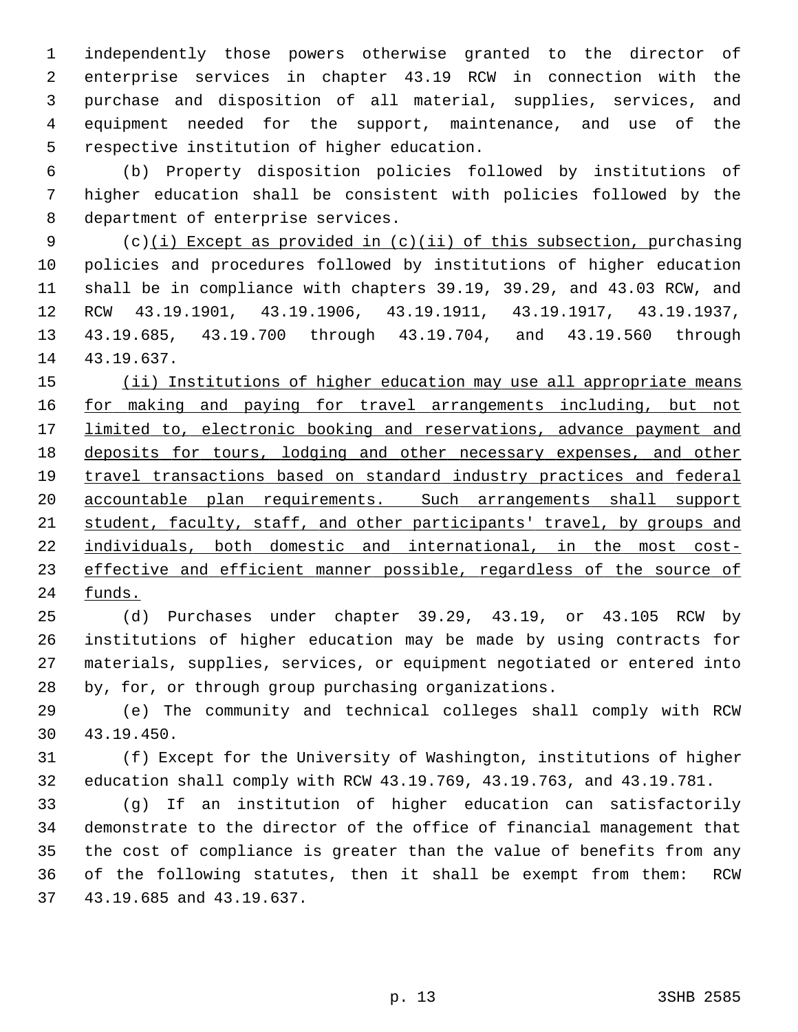independently those powers otherwise granted to the director of enterprise services in chapter 43.19 RCW in connection with the purchase and disposition of all material, supplies, services, and equipment needed for the support, maintenance, and use of the respective institution of higher education.

(b) Property disposition policies followed by institutions of higher education shall be consistent with policies followed by the department of enterprise services.

(c)<u>(i) Except as provided in (c)(ii) of this subsection, p</u>urchasing policies and procedures followed by institutions of higher education shall be in compliance with chapters 39.19, 39.29, and 43.03 RCW, and RCW 43.19.1901, 43.19.1906, 43.19.1911, 43.19.1917, 43.19.1937, 43.19.685, 43.19.700 through 43.19.704, and 43.19.560 through 43.19.637.

<u>(ii) Institutions of higher education may use all appropriate means for making and paying for travel arrangements including, but not limited to, electronic booking and reservations, advance payment and deposits for tours, lodging and other necessary expenses, and other travel transactions based on standard industry practices and federal accountable plan requirements. Such arrangements shall support student, faculty, staff, and other participants' travel, by groups and individuals, both domestic and international, in the most cost-effective and efficient manner possible, regardless of the source of funds.</u>

(d) Purchases under chapter 39.29, 43.19, or 43.105 RCW by institutions of higher education may be made by using contracts for materials, supplies, services, or equipment negotiated or entered into by, for, or through group purchasing organizations.

(e) The community and technical colleges shall comply with RCW 43.19.450.

(f) Except for the University of Washington, institutions of higher education shall comply with RCW 43.19.769, 43.19.763, and 43.19.781.

(g) If an institution of higher education can satisfactorily demonstrate to the director of the office of financial management that the cost of compliance is greater than the value of benefits from any of the following statutes, then it shall be exempt from them: RCW 43.19.685 and 43.19.637.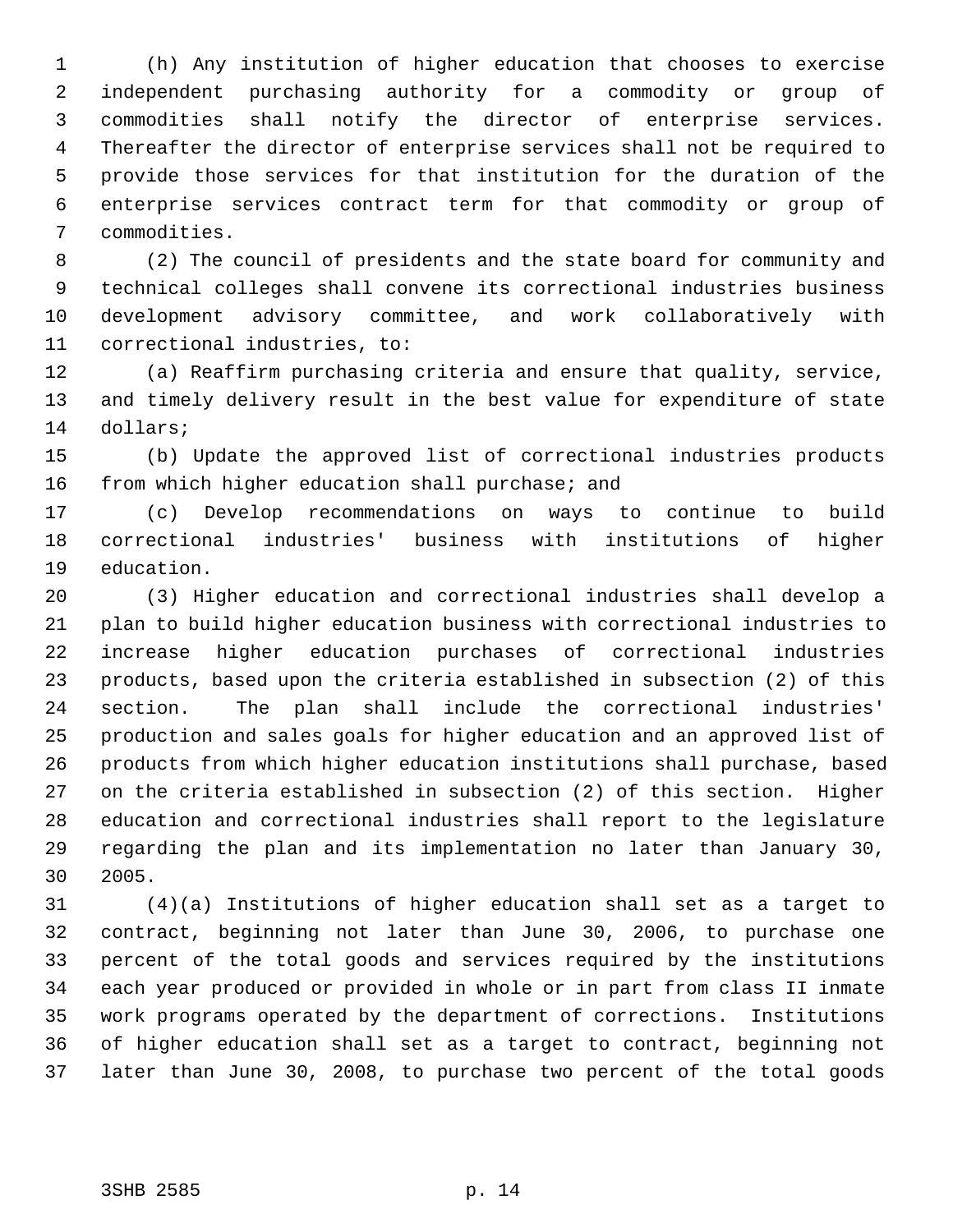(h) Any institution of higher education that chooses to exercise independent purchasing authority for a commodity or group of commodities shall notify the director of enterprise services. Thereafter the director of enterprise services shall not be required to provide those services for that institution for the duration of the enterprise services contract term for that commodity or group of commodities.

(2) The council of presidents and the state board for community and technical colleges shall convene its correctional industries business development advisory committee, and work collaboratively with correctional industries, to:

(a) Reaffirm purchasing criteria and ensure that quality, service, and timely delivery result in the best value for expenditure of state dollars;

(b) Update the approved list of correctional industries products from which higher education shall purchase; and

(c) Develop recommendations on ways to continue to build correctional industries' business with institutions of higher education.

(3) Higher education and correctional industries shall develop a plan to build higher education business with correctional industries to increase higher education purchases of correctional industries products, based upon the criteria established in subsection (2) of this section. The plan shall include the correctional industries' production and sales goals for higher education and an approved list of products from which higher education institutions shall purchase, based on the criteria established in subsection (2) of this section. Higher education and correctional industries shall report to the legislature regarding the plan and its implementation no later than January 30, 2005.

(4)(a) Institutions of higher education shall set as a target to contract, beginning not later than June 30, 2006, to purchase one percent of the total goods and services required by the institutions each year produced or provided in whole or in part from class II inmate work programs operated by the department of corrections. Institutions of higher education shall set as a target to contract, beginning not later than June 30, 2008, to purchase two percent of the total goods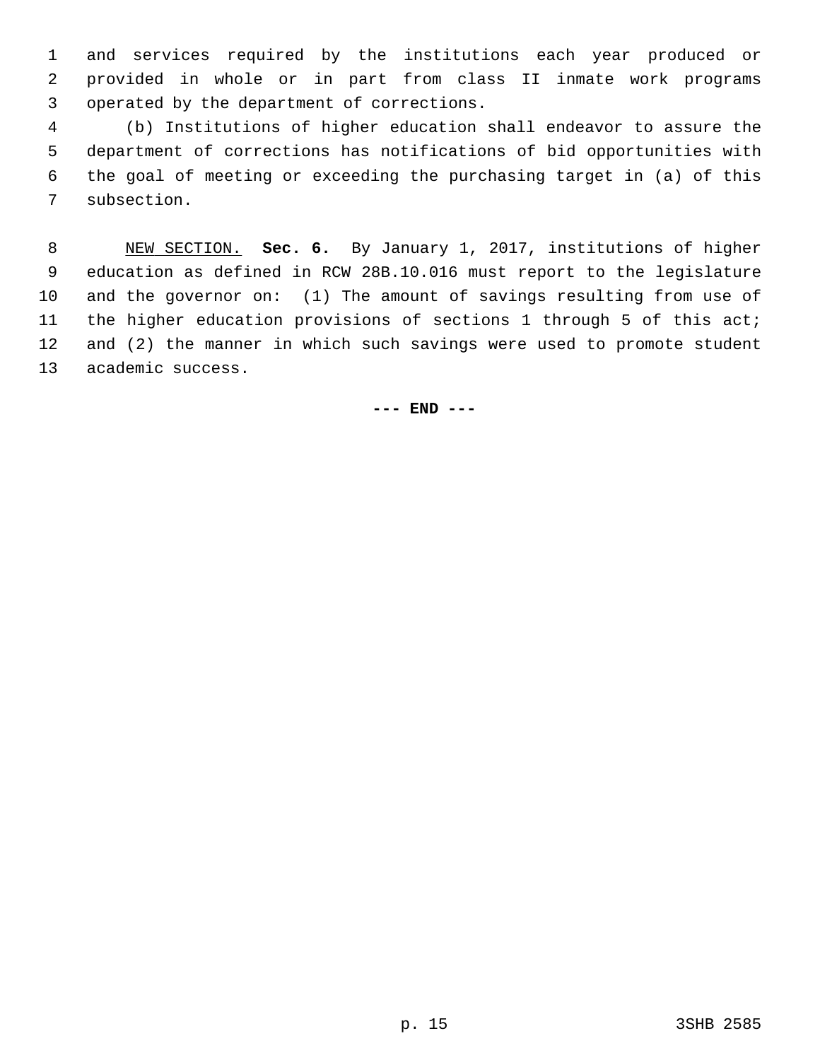and services required by the institutions each year produced or provided in whole or in part from class II inmate work programs operated by the department of corrections.

(b) Institutions of higher education shall endeavor to assure the department of corrections has notifications of bid opportunities with the goal of meeting or exceeding the purchasing target in (a) of this subsection.

NEW SECTION. **Sec. 6.** By January 1, 2017, institutions of higher education as defined in RCW 28B.10.016 must report to the legislature and the governor on: (1) The amount of savings resulting from use of the higher education provisions of sections 1 through 5 of this act; and (2) the manner in which such savings were used to promote student academic success.

**--- END ---**